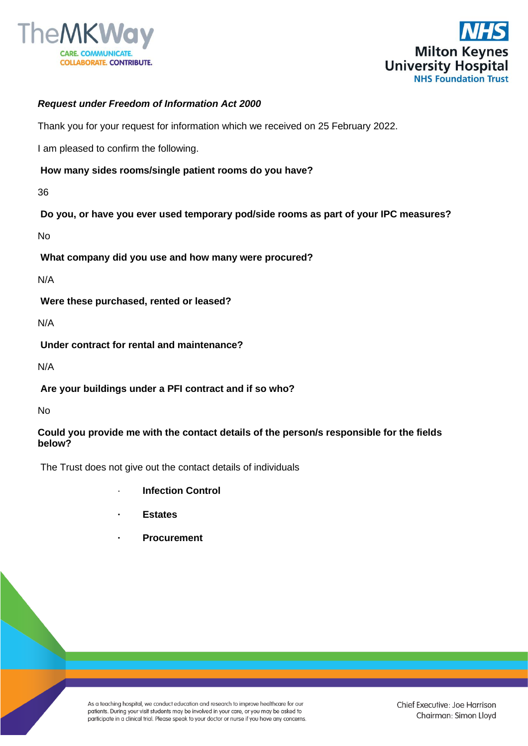***Request under Freedom of Information Act 2000***

Thank you for your request for information which we received on 25 February 2022.

I am pleased to confirm the following.

**How many sides rooms/single patient rooms do you have?**

36

**Do you, or have you ever used temporary pod/side rooms as part of your IPC measures?**

No

**What company did you use and how many were procured?**

N/A

**Were these purchased, rented or leased?**

N/A

**Under contract for rental and maintenance?**

N/A

**Are your buildings under a PFI contract and if so who?**

No

**Could you provide me with the contact details of the person/s responsible for the fields below?**

The Trust does not give out the contact details of individuals

- **Infection Control**
- **Estates**
- **Procurement**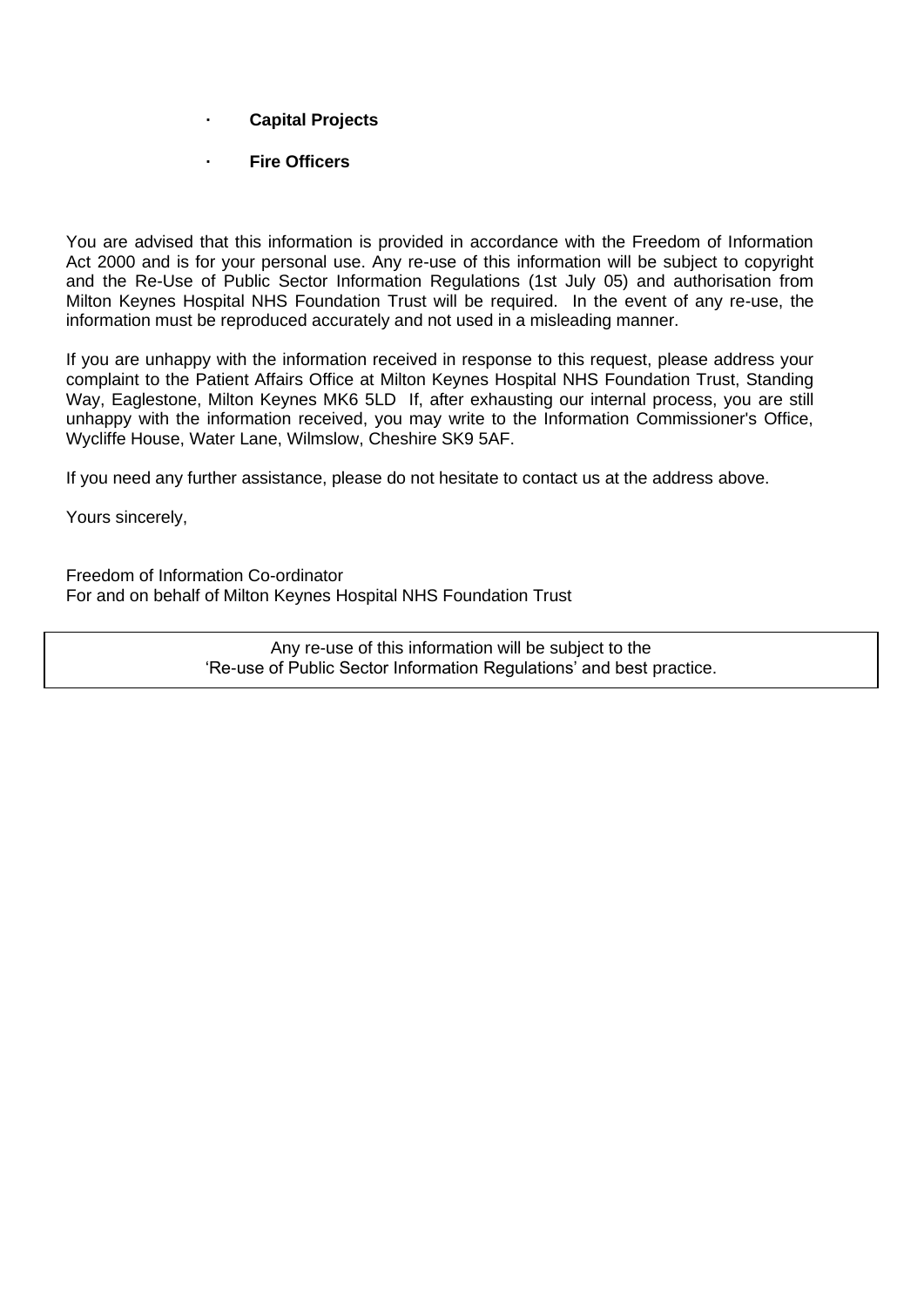- **Capital Projects**
- **Fire Officers**

You are advised that this information is provided in accordance with the Freedom of Information Act 2000 and is for your personal use. Any re-use of this information will be subject to copyright and the Re-Use of Public Sector Information Regulations (1st July 05) and authorisation from Milton Keynes Hospital NHS Foundation Trust will be required. In the event of any re-use, the information must be reproduced accurately and not used in a misleading manner.

If you are unhappy with the information received in response to this request, please address your complaint to the Patient Affairs Office at Milton Keynes Hospital NHS Foundation Trust, Standing Way, Eaglestone, Milton Keynes MK6 5LD If, after exhausting our internal process, you are still unhappy with the information received, you may write to the Information Commissioner's Office, Wycliffe House, Water Lane, Wilmslow, Cheshire SK9 5AF.

If you need any further assistance, please do not hesitate to contact us at the address above.

Yours sincerely,

Freedom of Information Co-ordinator
For and on behalf of Milton Keynes Hospital NHS Foundation Trust

| |
|---|
| Any re-use of this information will be subject to the 'Re-use of Public Sector Information Regulations' and best practice. |